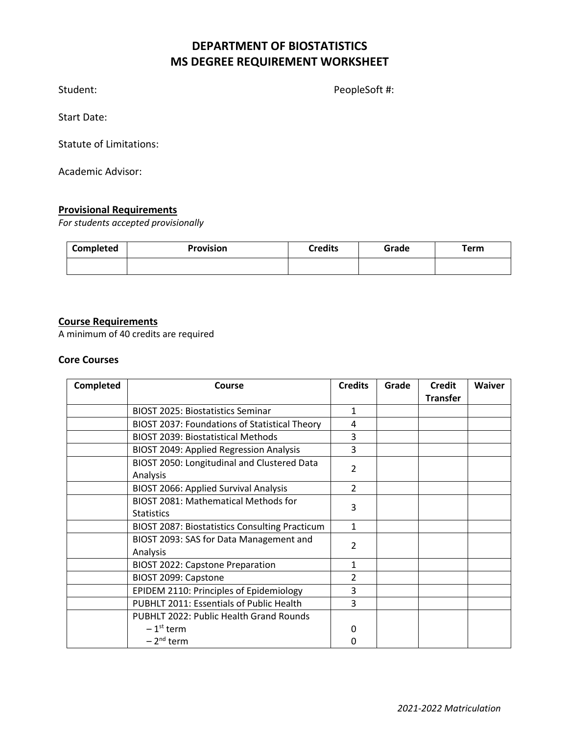# DEPARTMENT OF BIOSTATISTICS
# MS DEGREE REQUIREMENT WORKSHEET

Student: PeopleSoft #:

Start Date:

Statute of Limitations:

Academic Advisor:

## Provisional Requirements

*For students accepted provisionally*

| Completed | Provision | Credits | Grade | Term |
|---|---|---|---|---|
| | | | | |

## Course Requirements

A minimum of 40 credits are required

### Core Courses

| Completed | Course | Credits | Grade | Credit Transfer | Waiver |
|---|---|---|---|---|---|
| | BIOST 2025: Biostatistics Seminar | 1 | | | |
| | BIOST 2037: Foundations of Statistical Theory | 4 | | | |
| | BIOST 2039: Biostatistical Methods | 3 | | | |
| | BIOST 2049: Applied Regression Analysis | 3 | | | |
| | BIOST 2050: Longitudinal and Clustered Data Analysis | 2 | | | |
| | BIOST 2066: Applied Survival Analysis | 2 | | | |
| | BIOST 2081: Mathematical Methods for Statistics | 3 | | | |
| | BIOST 2087: Biostatistics Consulting Practicum | 1 | | | |
| | BIOST 2093: SAS for Data Management and Analysis | 2 | | | |
| | BIOST 2022: Capstone Preparation | 1 | | | |
| | BIOST 2099: Capstone | 2 | | | |
| | EPIDEM 2110: Principles of Epidemiology | 3 | | | |
| | PUBHLT 2011: Essentials of Public Health | 3 | | | |
| | PUBHLT 2022: Public Health Grand Rounds<br>– 1st term<br>– 2nd term | <br>0<br>0 | | | |

*2021-2022 Matriculation*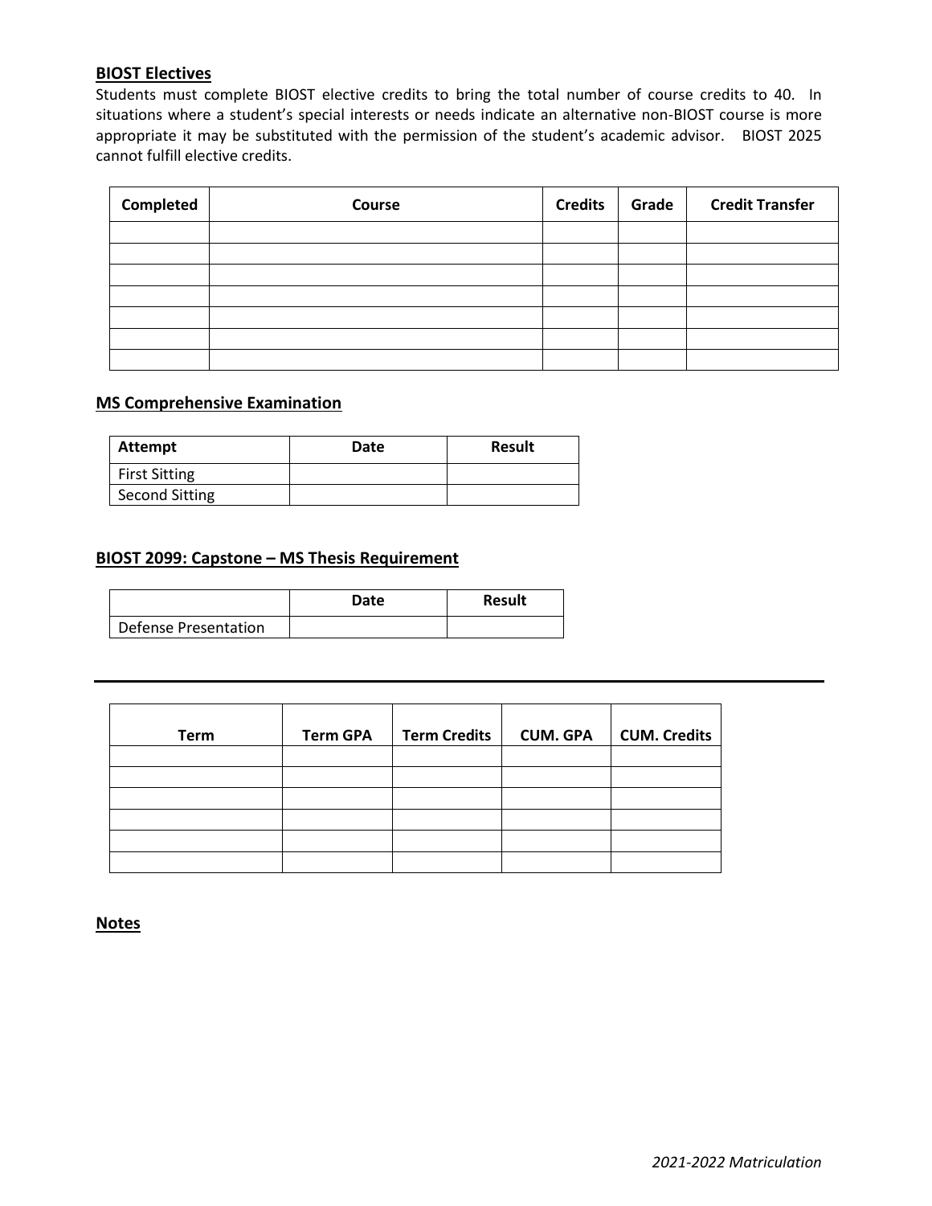## BIOST Electives

Students must complete BIOST elective credits to bring the total number of course credits to 40. In situations where a student's special interests or needs indicate an alternative non-BIOST course is more appropriate it may be substituted with the permission of the student's academic advisor. BIOST 2025 cannot fulfill elective credits.

| Completed | Course | Credits | Grade | Credit Transfer |
|---|---|---|---|---|
| | | | | |
| | | | | |
| | | | | |
| | | | | |
| | | | | |
| | | | | |
| | | | | |

## MS Comprehensive Examination

| Attempt | Date | Result |
|---|---|---|
| First Sitting | | |
| Second Sitting | | |

## BIOST 2099: Capstone – MS Thesis Requirement

| | Date | Result |
|---|---|---|
| Defense Presentation | | |

---

| Term | Term GPA | Term Credits | CUM. GPA | CUM. Credits |
|---|---|---|---|---|
| | | | | |
| | | | | |
| | | | | |
| | | | | |
| | | | | |
| | | | | |

## Notes

*2021-2022 Matriculation*